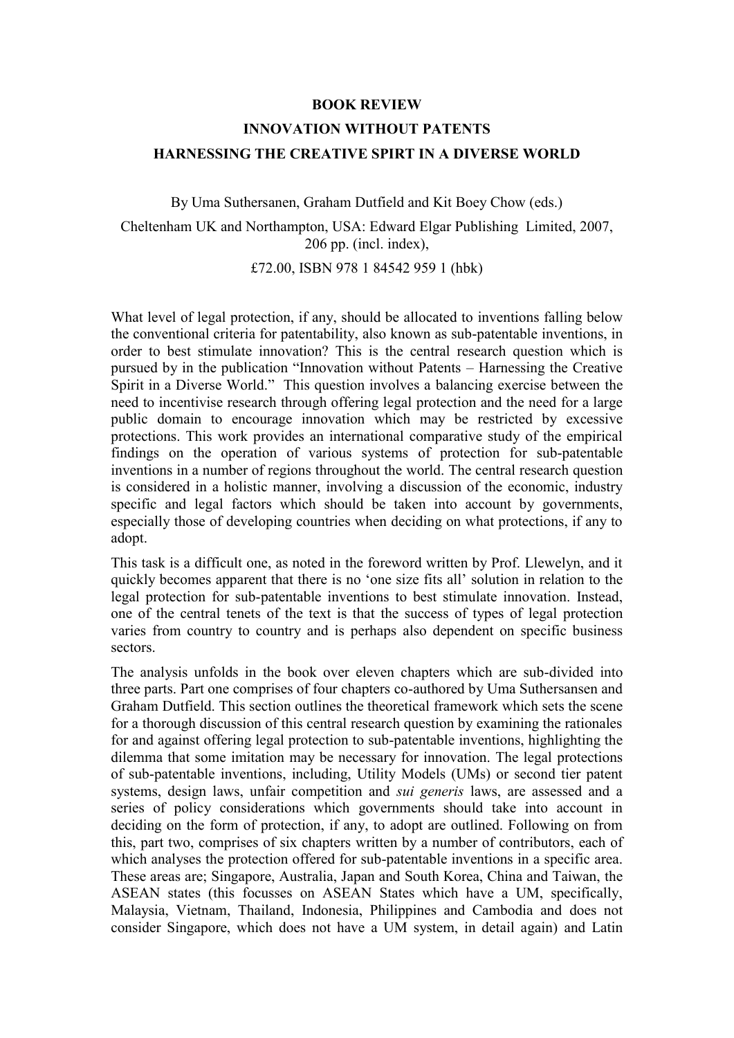# BOOK REVIEW

## INNOVATION WITHOUT PATENTS

## HARNESSING THE CREATIVE SPIRT IN A DIVERSE WORLD

By Uma Suthersanen, Graham Dutfield and Kit Boey Chow (eds.)

Cheltenham UK and Northampton, USA: Edward Elgar Publishing Limited, 2007, 206 pp. (incl. index),

£72.00, ISBN 978 1 84542 959 1 (hbk)

What level of legal protection, if any, should be allocated to inventions falling below the conventional criteria for patentability, also known as sub-patentable inventions, in order to best stimulate innovation? This is the central research question which is pursued by in the publication "Innovation without Patents – Harnessing the Creative Spirit in a Diverse World." This question involves a balancing exercise between the need to incentivise research through offering legal protection and the need for a large public domain to encourage innovation which may be restricted by excessive protections. This work provides an international comparative study of the empirical findings on the operation of various systems of protection for sub-patentable inventions in a number of regions throughout the world. The central research question is considered in a holistic manner, involving a discussion of the economic, industry specific and legal factors which should be taken into account by governments, especially those of developing countries when deciding on what protections, if any to adopt.

This task is a difficult one, as noted in the foreword written by Prof. Llewelyn, and it quickly becomes apparent that there is no 'one size fits all' solution in relation to the legal protection for sub-patentable inventions to best stimulate innovation. Instead, one of the central tenets of the text is that the success of types of legal protection varies from country to country and is perhaps also dependent on specific business sectors.

The analysis unfolds in the book over eleven chapters which are sub-divided into three parts. Part one comprises of four chapters co-authored by Uma Suthersansen and Graham Dutfield. This section outlines the theoretical framework which sets the scene for a thorough discussion of this central research question by examining the rationales for and against offering legal protection to sub-patentable inventions, highlighting the dilemma that some imitation may be necessary for innovation. The legal protections of sub-patentable inventions, including, Utility Models (UMs) or second tier patent systems, design laws, unfair competition and *sui generis* laws, are assessed and a series of policy considerations which governments should take into account in deciding on the form of protection, if any, to adopt are outlined. Following on from this, part two, comprises of six chapters written by a number of contributors, each of which analyses the protection offered for sub-patentable inventions in a specific area. These areas are; Singapore, Australia, Japan and South Korea, China and Taiwan, the ASEAN states (this focusses on ASEAN States which have a UM, specifically, Malaysia, Vietnam, Thailand, Indonesia, Philippines and Cambodia and does not consider Singapore, which does not have a UM system, in detail again) and Latin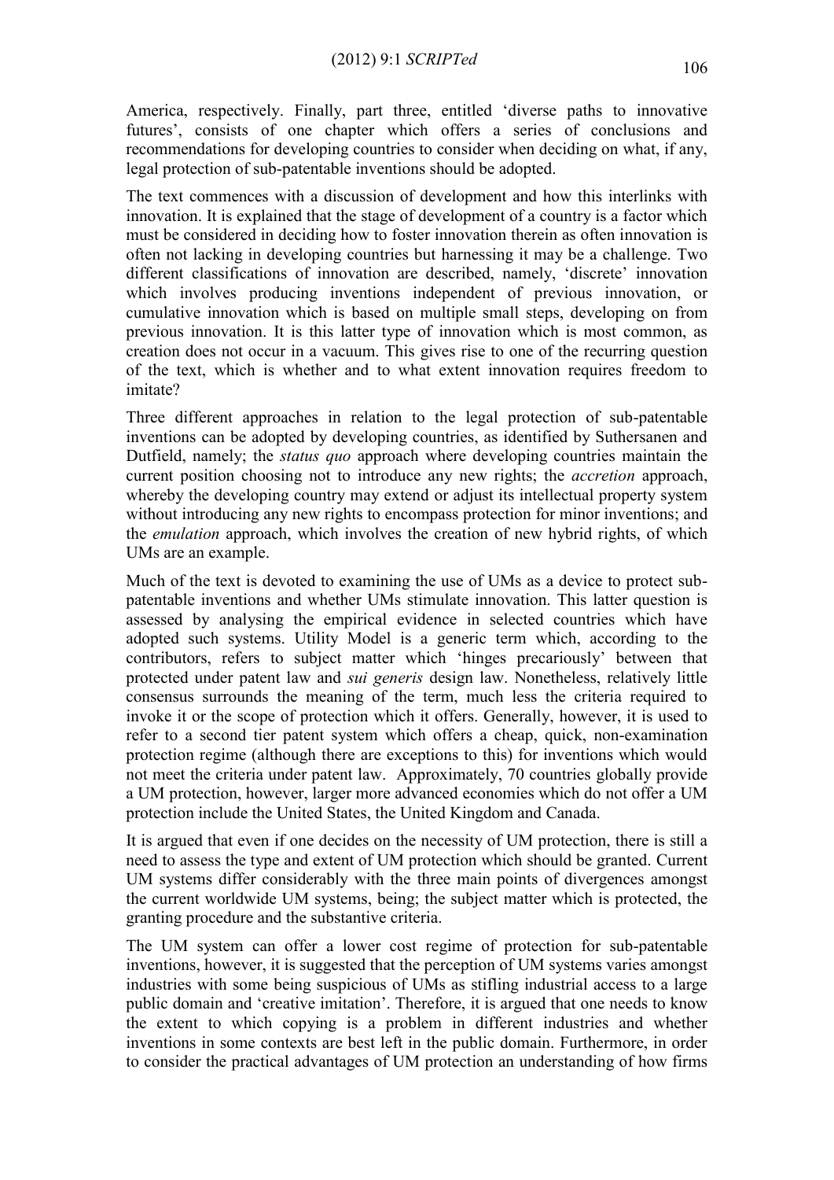America, respectively. Finally, part three, entitled 'diverse paths to innovative futures', consists of one chapter which offers a series of conclusions and recommendations for developing countries to consider when deciding on what, if any, legal protection of sub-patentable inventions should be adopted.

The text commences with a discussion of development and how this interlinks with innovation. It is explained that the stage of development of a country is a factor which must be considered in deciding how to foster innovation therein as often innovation is often not lacking in developing countries but harnessing it may be a challenge. Two different classifications of innovation are described, namely, 'discrete' innovation which involves producing inventions independent of previous innovation, or cumulative innovation which is based on multiple small steps, developing on from previous innovation. It is this latter type of innovation which is most common, as creation does not occur in a vacuum. This gives rise to one of the recurring question of the text, which is whether and to what extent innovation requires freedom to imitate?

Three different approaches in relation to the legal protection of sub-patentable inventions can be adopted by developing countries, as identified by Suthersanen and Dutfield, namely; the *status quo* approach where developing countries maintain the current position choosing not to introduce any new rights; the *accretion* approach, whereby the developing country may extend or adjust its intellectual property system without introducing any new rights to encompass protection for minor inventions; and the *emulation* approach, which involves the creation of new hybrid rights, of which UMs are an example.

Much of the text is devoted to examining the use of UMs as a device to protect sub-patentable inventions and whether UMs stimulate innovation. This latter question is assessed by analysing the empirical evidence in selected countries which have adopted such systems. Utility Model is a generic term which, according to the contributors, refers to subject matter which 'hinges precariously' between that protected under patent law and *sui generis* design law. Nonetheless, relatively little consensus surrounds the meaning of the term, much less the criteria required to invoke it or the scope of protection which it offers. Generally, however, it is used to refer to a second tier patent system which offers a cheap, quick, non-examination protection regime (although there are exceptions to this) for inventions which would not meet the criteria under patent law. Approximately, 70 countries globally provide a UM protection, however, larger more advanced economies which do not offer a UM protection include the United States, the United Kingdom and Canada.

It is argued that even if one decides on the necessity of UM protection, there is still a need to assess the type and extent of UM protection which should be granted. Current UM systems differ considerably with the three main points of divergences amongst the current worldwide UM systems, being; the subject matter which is protected, the granting procedure and the substantive criteria.

The UM system can offer a lower cost regime of protection for sub-patentable inventions, however, it is suggested that the perception of UM systems varies amongst industries with some being suspicious of UMs as stifling industrial access to a large public domain and 'creative imitation'. Therefore, it is argued that one needs to know the extent to which copying is a problem in different industries and whether inventions in some contexts are best left in the public domain. Furthermore, in order to consider the practical advantages of UM protection an understanding of how firms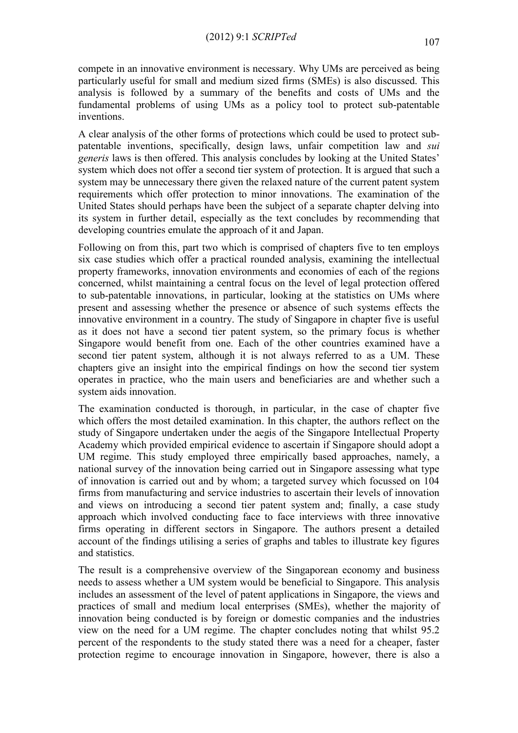compete in an innovative environment is necessary. Why UMs are perceived as being particularly useful for small and medium sized firms (SMEs) is also discussed. This analysis is followed by a summary of the benefits and costs of UMs and the fundamental problems of using UMs as a policy tool to protect sub-patentable inventions.

A clear analysis of the other forms of protections which could be used to protect sub-patentable inventions, specifically, design laws, unfair competition law and *sui generis* laws is then offered. This analysis concludes by looking at the United States' system which does not offer a second tier system of protection. It is argued that such a system may be unnecessary there given the relaxed nature of the current patent system requirements which offer protection to minor innovations. The examination of the United States should perhaps have been the subject of a separate chapter delving into its system in further detail, especially as the text concludes by recommending that developing countries emulate the approach of it and Japan.

Following on from this, part two which is comprised of chapters five to ten employs six case studies which offer a practical rounded analysis, examining the intellectual property frameworks, innovation environments and economies of each of the regions concerned, whilst maintaining a central focus on the level of legal protection offered to sub-patentable innovations, in particular, looking at the statistics on UMs where present and assessing whether the presence or absence of such systems effects the innovative environment in a country. The study of Singapore in chapter five is useful as it does not have a second tier patent system, so the primary focus is whether Singapore would benefit from one. Each of the other countries examined have a second tier patent system, although it is not always referred to as a UM. These chapters give an insight into the empirical findings on how the second tier system operates in practice, who the main users and beneficiaries are and whether such a system aids innovation.

The examination conducted is thorough, in particular, in the case of chapter five which offers the most detailed examination. In this chapter, the authors reflect on the study of Singapore undertaken under the aegis of the Singapore Intellectual Property Academy which provided empirical evidence to ascertain if Singapore should adopt a UM regime. This study employed three empirically based approaches, namely, a national survey of the innovation being carried out in Singapore assessing what type of innovation is carried out and by whom; a targeted survey which focussed on 104 firms from manufacturing and service industries to ascertain their levels of innovation and views on introducing a second tier patent system and; finally, a case study approach which involved conducting face to face interviews with three innovative firms operating in different sectors in Singapore. The authors present a detailed account of the findings utilising a series of graphs and tables to illustrate key figures and statistics.

The result is a comprehensive overview of the Singaporean economy and business needs to assess whether a UM system would be beneficial to Singapore. This analysis includes an assessment of the level of patent applications in Singapore, the views and practices of small and medium local enterprises (SMEs), whether the majority of innovation being conducted is by foreign or domestic companies and the industries view on the need for a UM regime. The chapter concludes noting that whilst 95.2 percent of the respondents to the study stated there was a need for a cheaper, faster protection regime to encourage innovation in Singapore, however, there is also a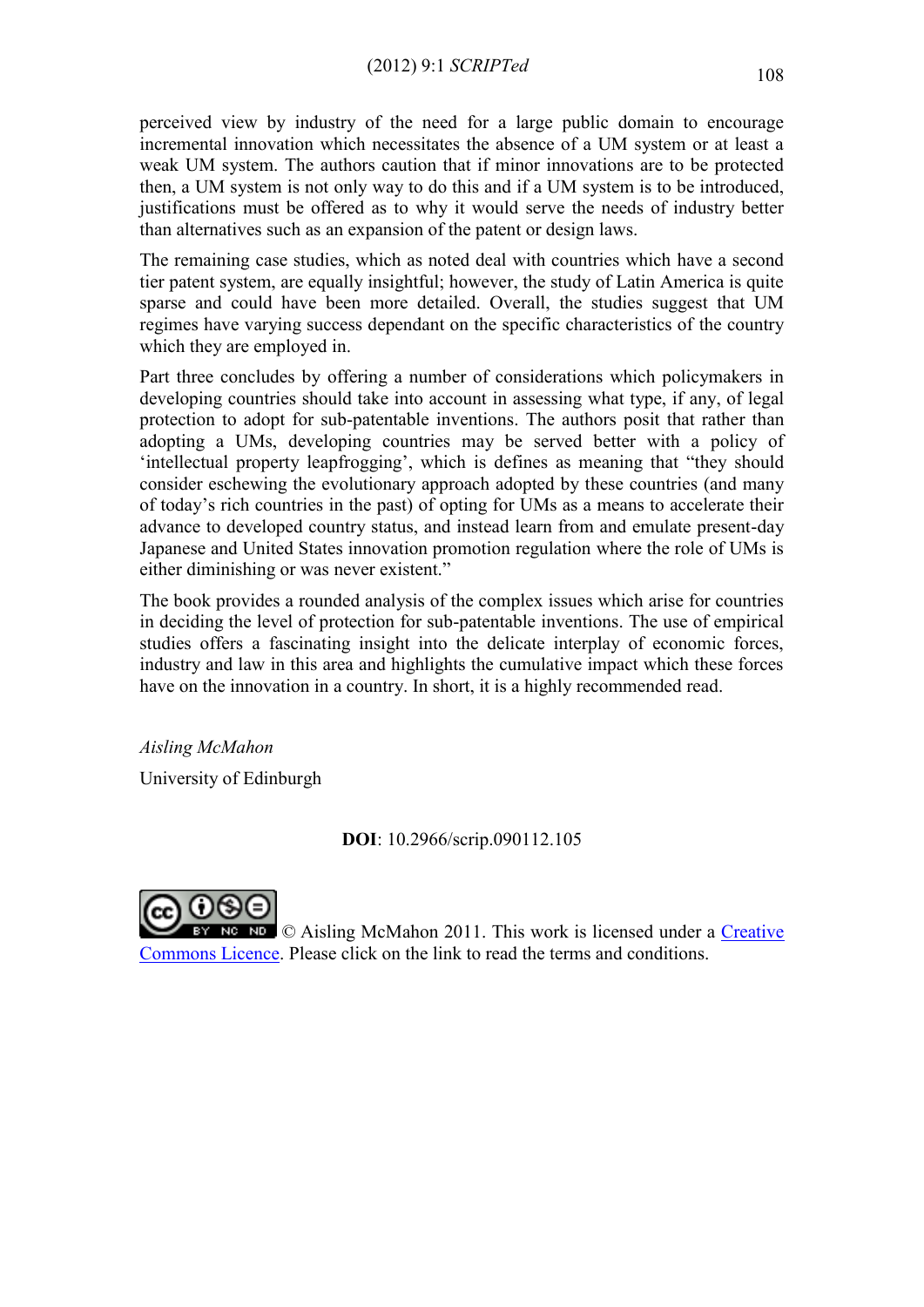perceived view by industry of the need for a large public domain to encourage incremental innovation which necessitates the absence of a UM system or at least a weak UM system. The authors caution that if minor innovations are to be protected then, a UM system is not only way to do this and if a UM system is to be introduced, justifications must be offered as to why it would serve the needs of industry better than alternatives such as an expansion of the patent or design laws.

The remaining case studies, which as noted deal with countries which have a second tier patent system, are equally insightful; however, the study of Latin America is quite sparse and could have been more detailed. Overall, the studies suggest that UM regimes have varying success dependant on the specific characteristics of the country which they are employed in.

Part three concludes by offering a number of considerations which policymakers in developing countries should take into account in assessing what type, if any, of legal protection to adopt for sub-patentable inventions. The authors posit that rather than adopting a UMs, developing countries may be served better with a policy of 'intellectual property leapfrogging', which is defines as meaning that "they should consider eschewing the evolutionary approach adopted by these countries (and many of today's rich countries in the past) of opting for UMs as a means to accelerate their advance to developed country status, and instead learn from and emulate present-day Japanese and United States innovation promotion regulation where the role of UMs is either diminishing or was never existent."

The book provides a rounded analysis of the complex issues which arise for countries in deciding the level of protection for sub-patentable inventions. The use of empirical studies offers a fascinating insight into the delicate interplay of economic forces, industry and law in this area and highlights the cumulative impact which these forces have on the innovation in a country. In short, it is a highly recommended read.

*Aisling McMahon*

University of Edinburgh

**DOI**: 10.2966/scrip.090112.105

© Aisling McMahon 2011. This work is licensed under a Creative Commons Licence. Please click on the link to read the terms and conditions.